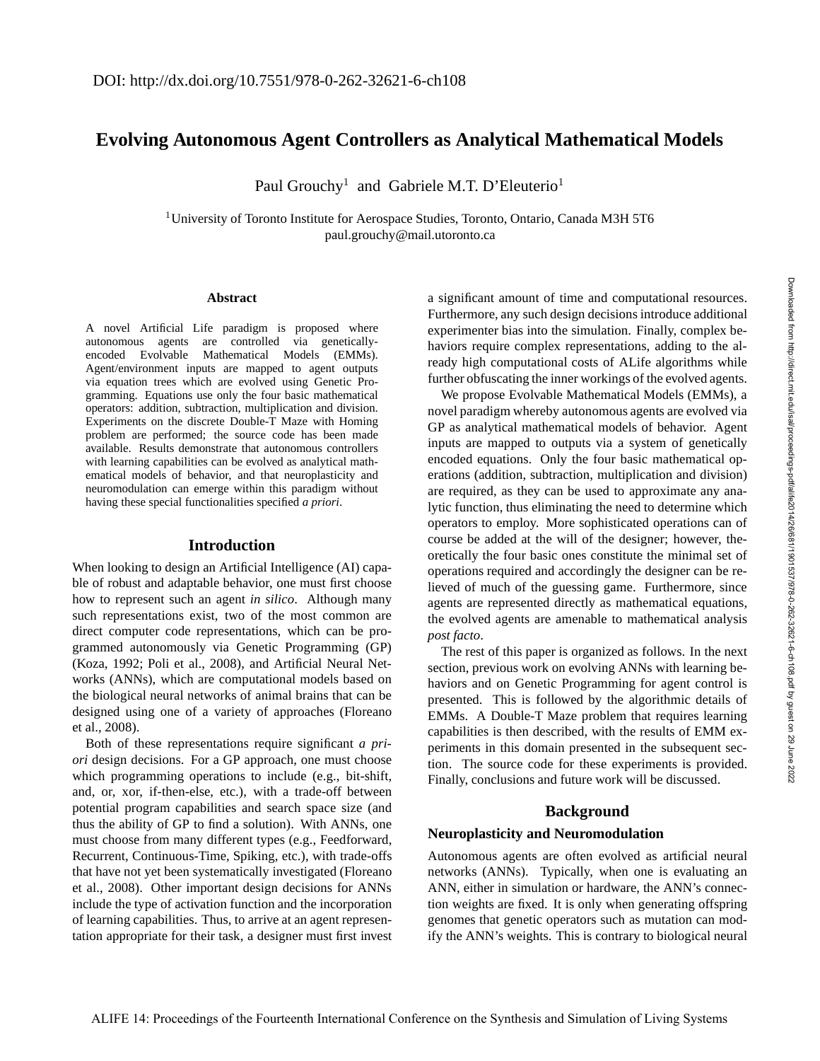DOI: http://dx.doi.org/10.7551/978-0-262-32621-6-ch108

# Evolving Autonomous Agent Controllers as Analytical Mathematical Models

Paul Grouchy[1] and Gabriele M.T. D'Eleuterio[1]

[1]University of Toronto Institute for Aerospace Studies, Toronto, Ontario, Canada M3H 5T6
paul.grouchy@mail.utoronto.ca

### Abstract

A novel Artificial Life paradigm is proposed where autonomous agents are controlled via genetically-encoded Evolvable Mathematical Models (EMMs). Agent/environment inputs are mapped to agent outputs via equation trees which are evolved using Genetic Programming. Equations use only the four basic mathematical operators: addition, subtraction, multiplication and division. Experiments on the discrete Double-T Maze with Homing problem are performed; the source code has been made available. Results demonstrate that autonomous controllers with learning capabilities can be evolved as analytical mathematical models of behavior, and that neuroplasticity and neuromodulation can emerge within this paradigm without having these special functionalities specified *a priori*.

## Introduction

When looking to design an Artificial Intelligence (AI) capable of robust and adaptable behavior, one must first choose how to represent such an agent *in silico*. Although many such representations exist, two of the most common are direct computer code representations, which can be programmed autonomously via Genetic Programming (GP) (Koza, 1992; Poli et al., 2008), and Artificial Neural Networks (ANNs), which are computational models based on the biological neural networks of animal brains that can be designed using one of a variety of approaches (Floreano et al., 2008).

Both of these representations require significant *a priori* design decisions. For a GP approach, one must choose which programming operations to include (e.g., bit-shift, and, or, xor, if-then-else, etc.), with a trade-off between potential program capabilities and search space size (and thus the ability of GP to find a solution). With ANNs, one must choose from many different types (e.g., Feedforward, Recurrent, Continuous-Time, Spiking, etc.), with trade-offs that have not yet been systematically investigated (Floreano et al., 2008). Other important design decisions for ANNs include the type of activation function and the incorporation of learning capabilities. Thus, to arrive at an agent representation appropriate for their task, a designer must first invest a significant amount of time and computational resources. Furthermore, any such design decisions introduce additional experimenter bias into the simulation. Finally, complex behaviors require complex representations, adding to the already high computational costs of ALife algorithms while further obfuscating the inner workings of the evolved agents.

We propose Evolvable Mathematical Models (EMMs), a novel paradigm whereby autonomous agents are evolved via GP as analytical mathematical models of behavior. Agent inputs are mapped to outputs via a system of genetically encoded equations. Only the four basic mathematical operations (addition, subtraction, multiplication and division) are required, as they can be used to approximate any analytic function, thus eliminating the need to determine which operators to employ. More sophisticated operations can of course be added at the will of the designer; however, theoretically the four basic ones constitute the minimal set of operations required and accordingly the designer can be relieved of much of the guessing game. Furthermore, since agents are represented directly as mathematical equations, the evolved agents are amenable to mathematical analysis *post facto*.

The rest of this paper is organized as follows. In the next section, previous work on evolving ANNs with learning behaviors and on Genetic Programming for agent control is presented. This is followed by the algorithmic details of EMMs. A Double-T Maze problem that requires learning capabilities is then described, with the results of EMM experiments in this domain presented in the subsequent section. The source code for these experiments is provided. Finally, conclusions and future work will be discussed.

## Background

### Neuroplasticity and Neuromodulation

Autonomous agents are often evolved as artificial neural networks (ANNs). Typically, when one is evaluating an ANN, either in simulation or hardware, the ANN's connection weights are fixed. It is only when generating offspring genomes that genetic operators such as mutation can modify the ANN's weights. This is contrary to biological neural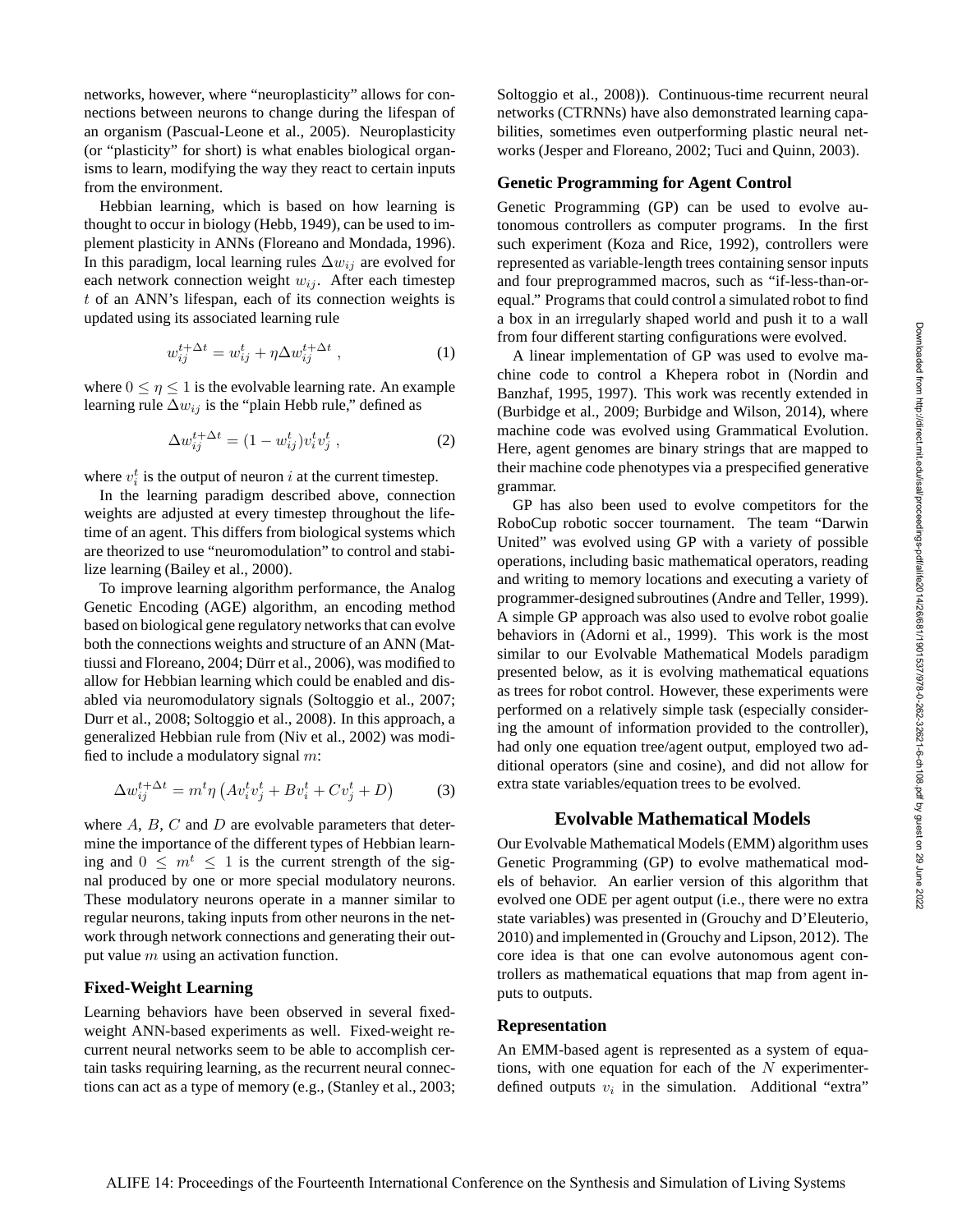networks, however, where "neuroplasticity" allows for connections between neurons to change during the lifespan of an organism (Pascual-Leone et al., 2005). Neuroplasticity (or "plasticity" for short) is what enables biological organisms to learn, modifying the way they react to certain inputs from the environment.

Hebbian learning, which is based on how learning is thought to occur in biology (Hebb, 1949), can be used to implement plasticity in ANNs (Floreano and Mondada, 1996). In this paradigm, local learning rules $\Delta w_{ij}$ are evolved for each network connection weight $w_{ij}$. After each timestep $t$ of an ANN's lifespan, each of its connection weights is updated using its associated learning rule

$$w_{ij}^{t+\Delta t} = w_{ij}^{t} + \eta \Delta w_{ij}^{t+\Delta t} \; , \tag{1}$$

where $0 \leq \eta \leq 1$ is the evolvable learning rate. An example learning rule $\Delta w_{ij}$ is the "plain Hebb rule," defined as

$$\Delta w_{ij}^{t+\Delta t} = (1 - w_{ij}^{t}) v_i^t v_j^t \; , \tag{2}$$

where $v_i^t$ is the output of neuron $i$ at the current timestep.

In the learning paradigm described above, connection weights are adjusted at every timestep throughout the lifetime of an agent. This differs from biological systems which are theorized to use "neuromodulation" to control and stabilize learning (Bailey et al., 2000).

To improve learning algorithm performance, the Analog Genetic Encoding (AGE) algorithm, an encoding method based on biological gene regulatory networks that can evolve both the connections weights and structure of an ANN (Mattiussi and Floreano, 2004; Dürr et al., 2006), was modified to allow for Hebbian learning which could be enabled and disabled via neuromodulatory signals (Soltoggio et al., 2007; Durr et al., 2008; Soltoggio et al., 2008). In this approach, a generalized Hebbian rule from (Niv et al., 2002) was modified to include a modulatory signal $m$:

$$\Delta w_{ij}^{t+\Delta t} = m^t \eta \left( A v_i^t v_j^t + B v_i^t + C v_j^t + D \right) \tag{3}$$

where $A$, $B$, $C$ and $D$ are evolvable parameters that determine the importance of the different types of Hebbian learning and $0 \leq m^t \leq 1$ is the current strength of the signal produced by one or more special modulatory neurons. These modulatory neurons operate in a manner similar to regular neurons, taking inputs from other neurons in the network through network connections and generating their output value $m$ using an activation function.

### Fixed-Weight Learning

Learning behaviors have been observed in several fixed-weight ANN-based experiments as well. Fixed-weight recurrent neural networks seem to be able to accomplish certain tasks requiring learning, as the recurrent neural connections can act as a type of memory (e.g., (Stanley et al., 2003; Soltoggio et al., 2008)). Continuous-time recurrent neural networks (CTRNNs) have also demonstrated learning capabilities, sometimes even outperforming plastic neural networks (Jesper and Floreano, 2002; Tuci and Quinn, 2003).

### Genetic Programming for Agent Control

Genetic Programming (GP) can be used to evolve autonomous controllers as computer programs. In the first such experiment (Koza and Rice, 1992), controllers were represented as variable-length trees containing sensor inputs and four preprogrammed macros, such as "if-less-than-or-equal." Programs that could control a simulated robot to find a box in an irregularly shaped world and push it to a wall from four different starting configurations were evolved.

A linear implementation of GP was used to evolve machine code to control a Khepera robot in (Nordin and Banzhaf, 1995, 1997). This work was recently extended in (Burbidge et al., 2009; Burbidge and Wilson, 2014), where machine code was evolved using Grammatical Evolution. Here, agent genomes are binary strings that are mapped to their machine code phenotypes via a prespecified generative grammar.

GP has also been used to evolve competitors for the RoboCup robotic soccer tournament. The team "Darwin United" was evolved using GP with a variety of possible operations, including basic mathematical operators, reading and writing to memory locations and executing a variety of programmer-designed subroutines (Andre and Teller, 1999). A simple GP approach was also used to evolve robot goalie behaviors in (Adorni et al., 1999). This work is the most similar to our Evolvable Mathematical Models paradigm presented below, as it is evolving mathematical equations as trees for robot control. However, these experiments were performed on a relatively simple task (especially considering the amount of information provided to the controller), had only one equation tree/agent output, employed two additional operators (sine and cosine), and did not allow for extra state variables/equation trees to be evolved.

## Evolvable Mathematical Models

Our Evolvable Mathematical Models (EMM) algorithm uses Genetic Programming (GP) to evolve mathematical models of behavior. An earlier version of this algorithm that evolved one ODE per agent output (i.e., there were no extra state variables) was presented in (Grouchy and D'Eleuterio, 2010) and implemented in (Grouchy and Lipson, 2012). The core idea is that one can evolve autonomous agent controllers as mathematical equations that map from agent inputs to outputs.

### Representation

An EMM-based agent is represented as a system of equations, with one equation for each of the $N$ experimenter-defined outputs $v_i$ in the simulation. Additional "extra"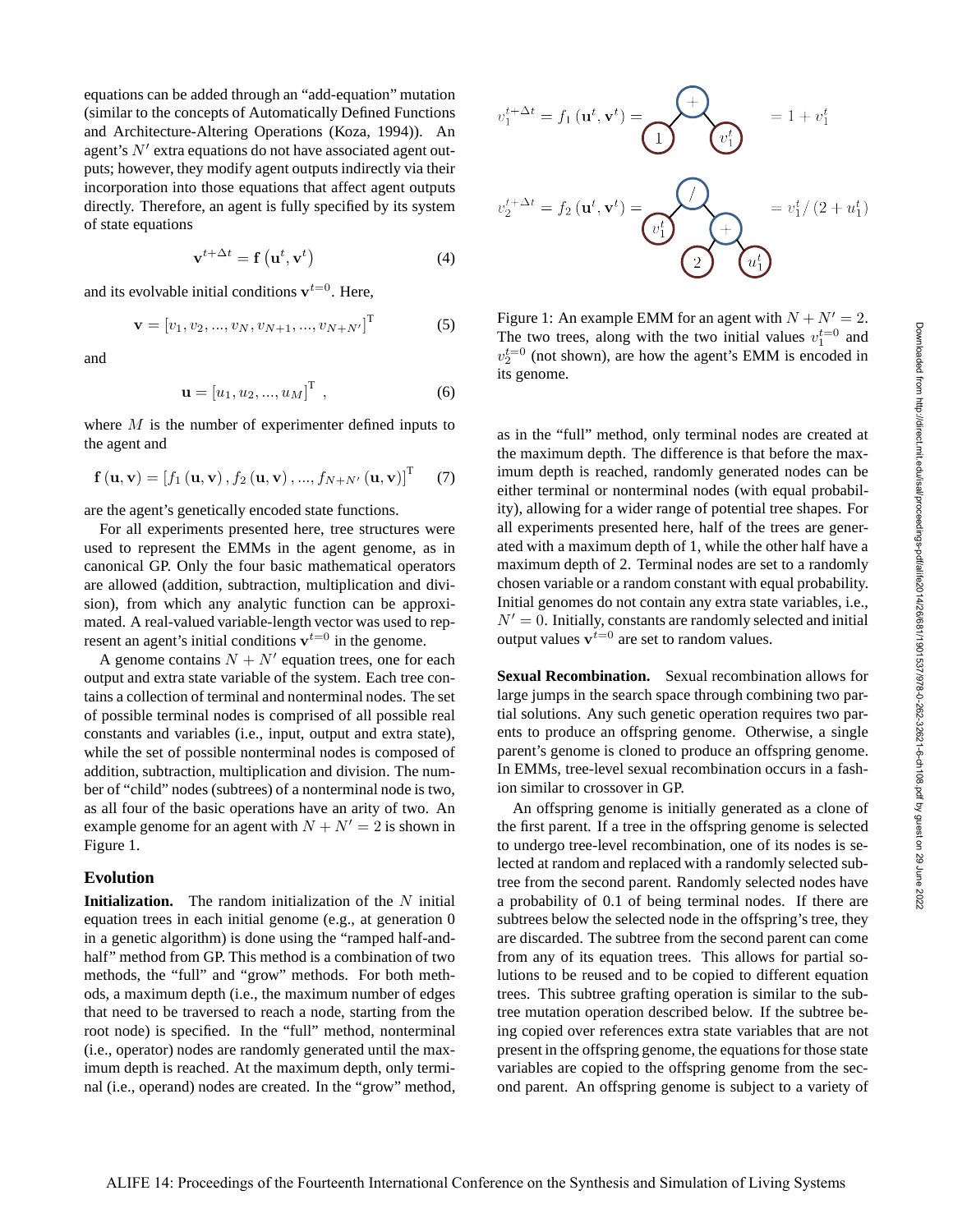equations can be added through an "add-equation" mutation (similar to the concepts of Automatically Defined Functions and Architecture-Altering Operations (Koza, 1994)). An agent's $N'$ extra equations do not have associated agent outputs; however, they modify agent outputs indirectly via their incorporation into those equations that affect agent outputs directly. Therefore, an agent is fully specified by its system of state equations

$$\mathbf{v}^{t+\Delta t} = \mathbf{f}\left(\mathbf{u}^t, \mathbf{v}^t\right) \tag{4}$$

and its evolvable initial conditions $\mathbf{v}^{t=0}$. Here,

$$\mathbf{v} = \left[v_1, v_2, ..., v_N, v_{N+1}, ..., v_{N+N'}\right]^{\mathrm{T}} \tag{5}$$

and

$$\mathbf{u} = \left[u_1, u_2, ..., u_M\right]^{\mathrm{T}} , \tag{6}$$

where $M$ is the number of experimenter defined inputs to the agent and

$$\mathbf{f}\left(\mathbf{u}, \mathbf{v}\right) = \left[f_1\left(\mathbf{u}, \mathbf{v}\right), f_2\left(\mathbf{u}, \mathbf{v}\right), ..., f_{N+N'}\left(\mathbf{u}, \mathbf{v}\right)\right]^{\mathrm{T}} \tag{7}$$

are the agent's genetically encoded state functions.

For all experiments presented here, tree structures were used to represent the EMMs in the agent genome, as in canonical GP. Only the four basic mathematical operators are allowed (addition, subtraction, multiplication and division), from which any analytic function can be approximated. A real-valued variable-length vector was used to represent an agent's initial conditions $\mathbf{v}^{t=0}$ in the genome.

A genome contains $N + N'$ equation trees, one for each output and extra state variable of the system. Each tree contains a collection of terminal and nonterminal nodes. The set of possible terminal nodes is comprised of all possible real constants and variables (i.e., input, output and extra state), while the set of possible nonterminal nodes is composed of addition, subtraction, multiplication and division. The number of "child" nodes (subtrees) of a nonterminal node is two, as all four of the basic operations have an arity of two. An example genome for an agent with $N + N' = 2$ is shown in Figure 1.

$$v_1^{t+\Delta t} = f_1\left(\mathbf{u}^t, \mathbf{v}^t\right) = 1 + v_1^t$$

$$v_2^{t+\Delta t} = f_2\left(\mathbf{u}^t, \mathbf{v}^t\right) = v_1^t / \left(2 + u_1^t\right)$$

Figure 1: An example EMM for an agent with $N + N' = 2$. The two trees, along with the two initial values $v_1^{t=0}$ and $v_2^{t=0}$ (not shown), are how the agent's EMM is encoded in its genome.

## Evolution

**Initialization.** The random initialization of the $N$ initial equation trees in each initial genome (e.g., at generation 0 in a genetic algorithm) is done using the "ramped half-and-half" method from GP. This method is a combination of two methods, the "full" and "grow" methods. For both methods, a maximum depth (i.e., the maximum number of edges that need to be traversed to reach a node, starting from the root node) is specified. In the "full" method, nonterminal (i.e., operator) nodes are randomly generated until the maximum depth is reached. At the maximum depth, only terminal (i.e., operand) nodes are created. In the "grow" method, as in the "full" method, only terminal nodes are created at the maximum depth. The difference is that before the maximum depth is reached, randomly generated nodes can be either terminal or nonterminal nodes (with equal probability), allowing for a wider range of potential tree shapes. For all experiments presented here, half of the trees are generated with a maximum depth of 1, while the other half have a maximum depth of 2. Terminal nodes are set to a randomly chosen variable or a random constant with equal probability. Initial genomes do not contain any extra state variables, i.e., $N' = 0$. Initially, constants are randomly selected and initial output values $\mathbf{v}^{t=0}$ are set to random values.

**Sexual Recombination.** Sexual recombination allows for large jumps in the search space through combining two partial solutions. Any such genetic operation requires two parents to produce an offspring genome. Otherwise, a single parent's genome is cloned to produce an offspring genome. In EMMs, tree-level sexual recombination occurs in a fashion similar to crossover in GP.

An offspring genome is initially generated as a clone of the first parent. If a tree in the offspring genome is selected to undergo tree-level recombination, one of its nodes is selected at random and replaced with a randomly selected subtree from the second parent. Randomly selected nodes have a probability of 0.1 of being terminal nodes. If there are subtrees below the selected node in the offspring's tree, they are discarded. The subtree from the second parent can come from any of its equation trees. This allows for partial solutions to be reused and to be copied to different equation trees. This subtree grafting operation is similar to the subtree mutation operation described below. If the subtree being copied over references extra state variables that are not present in the offspring genome, the equations for those state variables are copied to the offspring genome from the second parent. An offspring genome is subject to a variety of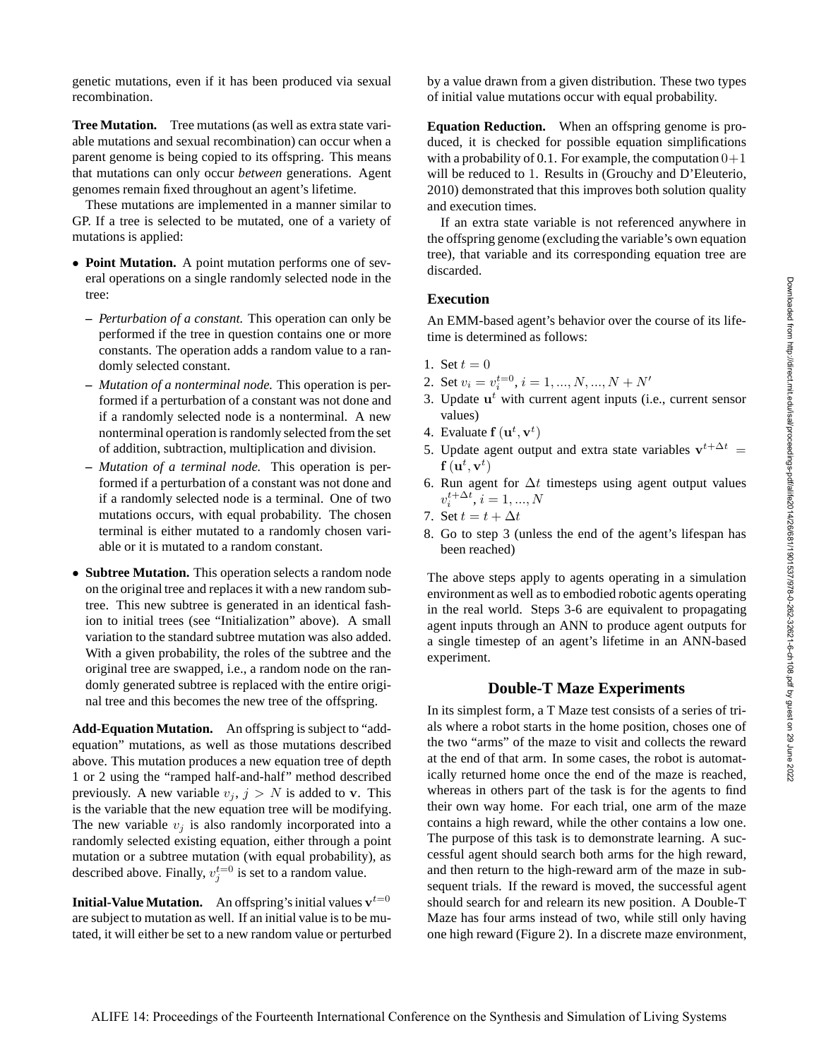genetic mutations, even if it has been produced via sexual recombination.

**Tree Mutation.** Tree mutations (as well as extra state variable mutations and sexual recombination) can occur when a parent genome is being copied to its offspring. This means that mutations can only occur *between* generations. Agent genomes remain fixed throughout an agent's lifetime.

These mutations are implemented in a manner similar to GP. If a tree is selected to be mutated, one of a variety of mutations is applied:

- **Point Mutation.** A point mutation performs one of several operations on a single randomly selected node in the tree:
  - *Perturbation of a constant.* This operation can only be performed if the tree in question contains one or more constants. The operation adds a random value to a randomly selected constant.
  - *Mutation of a nonterminal node.* This operation is performed if a perturbation of a constant was not done and if a randomly selected node is a nonterminal. A new nonterminal operation is randomly selected from the set of addition, subtraction, multiplication and division.
  - *Mutation of a terminal node.* This operation is performed if a perturbation of a constant was not done and if a randomly selected node is a terminal. One of two mutations occurs, with equal probability. The chosen terminal is either mutated to a randomly chosen variable or it is mutated to a random constant.
- **Subtree Mutation.** This operation selects a random node on the original tree and replaces it with a new random subtree. This new subtree is generated in an identical fashion to initial trees (see "Initialization" above). A small variation to the standard subtree mutation was also added. With a given probability, the roles of the subtree and the original tree are swapped, i.e., a random node on the randomly generated subtree is replaced with the entire original tree and this becomes the new tree of the offspring.

**Add-Equation Mutation.** An offspring is subject to "add-equation" mutations, as well as those mutations described above. This mutation produces a new equation tree of depth 1 or 2 using the "ramped half-and-half" method described previously. A new variable $v_j$, $j > N$ is added to $\mathbf{v}$. This is the variable that the new equation tree will be modifying. The new variable $v_j$ is also randomly incorporated into a randomly selected existing equation, either through a point mutation or a subtree mutation (with equal probability), as described above. Finally, $v_j^{t=0}$ is set to a random value.

**Initial-Value Mutation.** An offspring's initial values $\mathbf{v}^{t=0}$ are subject to mutation as well. If an initial value is to be mutated, it will either be set to a new random value or perturbed by a value drawn from a given distribution. These two types of initial value mutations occur with equal probability.

**Equation Reduction.** When an offspring genome is produced, it is checked for possible equation simplifications with a probability of 0.1. For example, the computation $0+1$ will be reduced to $1$. Results in (Grouchy and D'Eleuterio, 2010) demonstrated that this improves both solution quality and execution times.

If an extra state variable is not referenced anywhere in the offspring genome (excluding the variable's own equation tree), that variable and its corresponding equation tree are discarded.

### Execution

An EMM-based agent's behavior over the course of its lifetime is determined as follows:

1. Set $t = 0$
2. Set $v_i = v_i^{t=0}$, $i = 1, ..., N, ..., N + N'$
3. Update $\mathbf{u}^t$ with current agent inputs (i.e., current sensor values)
4. Evaluate $\mathbf{f}\left(\mathbf{u}^t, \mathbf{v}^t\right)$
5. Update agent output and extra state variables $\mathbf{v}^{t+\Delta t} = \mathbf{f}\left(\mathbf{u}^t, \mathbf{v}^t\right)$
6. Run agent for $\Delta t$ timesteps using agent output values $v_i^{t+\Delta t}$, $i = 1, ..., N$
7. Set $t = t + \Delta t$
8. Go to step 3 (unless the end of the agent's lifespan has been reached)

The above steps apply to agents operating in a simulation environment as well as to embodied robotic agents operating in the real world. Steps 3-6 are equivalent to propagating agent inputs through an ANN to produce agent outputs for a single timestep of an agent's lifetime in an ANN-based experiment.

## Double-T Maze Experiments

In its simplest form, a T Maze test consists of a series of trials where a robot starts in the home position, choses one of the two "arms" of the maze to visit and collects the reward at the end of that arm. In some cases, the robot is automatically returned home once the end of the maze is reached, whereas in others part of the task is for the agents to find their own way home. For each trial, one arm of the maze contains a high reward, while the other contains a low one. The purpose of this task is to demonstrate learning. A successful agent should search both arms for the high reward, and then return to the high-reward arm of the maze in subsequent trials. If the reward is moved, the successful agent should search for and relearn its new position. A Double-T Maze has four arms instead of two, while still only having one high reward (Figure 2). In a discrete maze environment,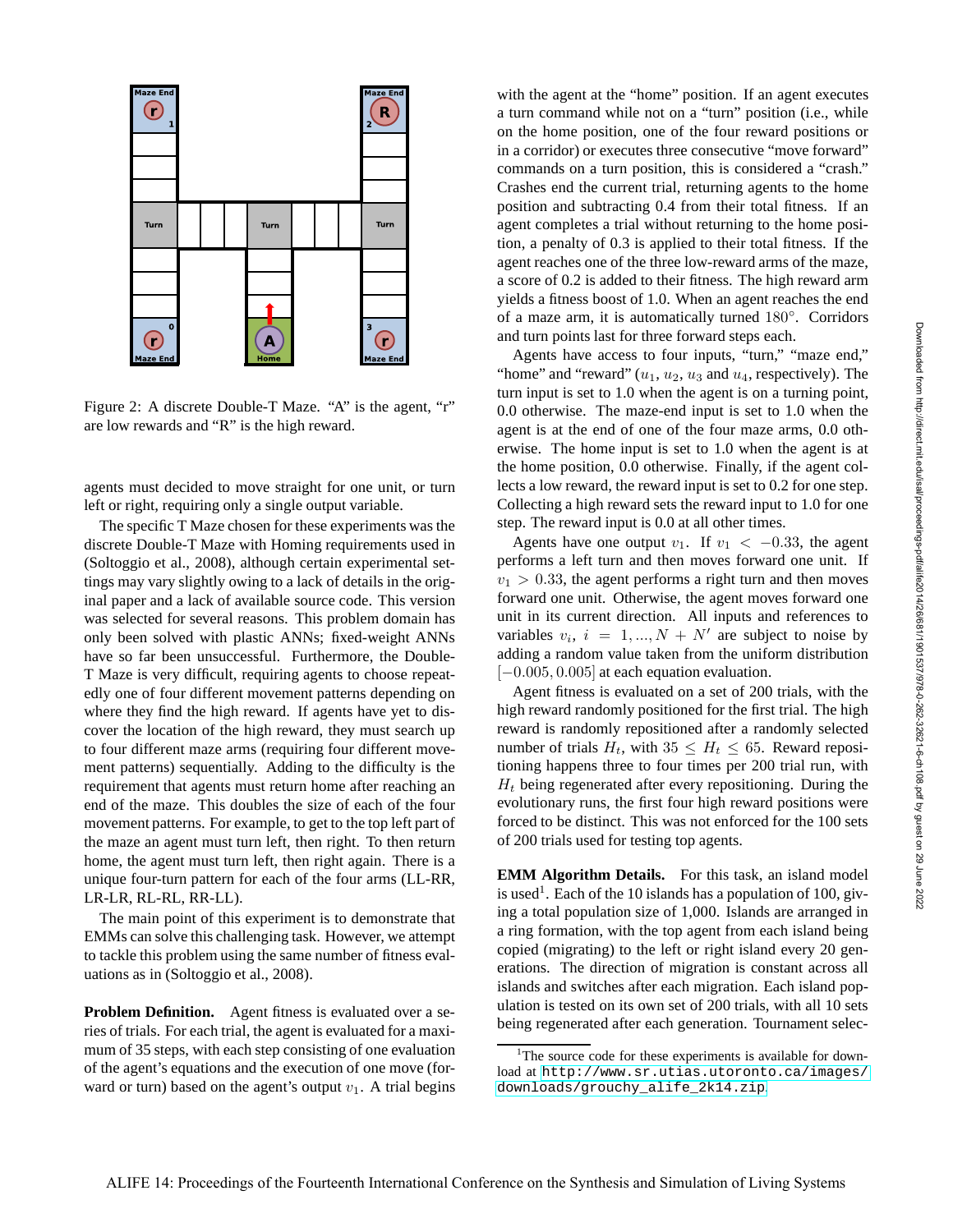Figure 2: A discrete Double-T Maze. “A” is the agent, “r” are low rewards and “R” is the high reward.

agents must decided to move straight for one unit, or turn left or right, requiring only a single output variable.

The specific T Maze chosen for these experiments was the discrete Double-T Maze with Homing requirements used in (Soltoggio et al., 2008), although certain experimental settings may vary slightly owing to a lack of details in the original paper and a lack of available source code. This version was selected for several reasons. This problem domain has only been solved with plastic ANNs; fixed-weight ANNs have so far been unsuccessful. Furthermore, the Double-T Maze is very difficult, requiring agents to choose repeatedly one of four different movement patterns depending on where they find the high reward. If agents have yet to discover the location of the high reward, they must search up to four different maze arms (requiring four different movement patterns) sequentially. Adding to the difficulty is the requirement that agents must return home after reaching an end of the maze. This doubles the size of each of the four movement patterns. For example, to get to the top left part of the maze an agent must turn left, then right. To then return home, the agent must turn left, then right again. There is a unique four-turn pattern for each of the four arms (LL-RR, LR-LR, RL-RL, RR-LL).

The main point of this experiment is to demonstrate that EMMs can solve this challenging task. However, we attempt to tackle this problem using the same number of fitness evaluations as in (Soltoggio et al., 2008).

**Problem Definition.** Agent fitness is evaluated over a series of trials. For each trial, the agent is evaluated for a maximum of 35 steps, with each step consisting of one evaluation of the agent's equations and the execution of one move (forward or turn) based on the agent's output $v_1$. A trial begins with the agent at the “home” position. If an agent executes a turn command while not on a “turn” position (i.e., while on the home position, one of the four reward positions or in a corridor) or executes three consecutive “move forward” commands on a turn position, this is considered a “crash.” Crashes end the current trial, returning agents to the home position and subtracting 0.4 from their total fitness. If an agent completes a trial without returning to the home position, a penalty of 0.3 is applied to their total fitness. If the agent reaches one of the three low-reward arms of the maze, a score of 0.2 is added to their fitness. The high reward arm yields a fitness boost of 1.0. When an agent reaches the end of a maze arm, it is automatically turned $180°$. Corridors and turn points last for three forward steps each.

Agents have access to four inputs, “turn,” “maze end,” “home” and “reward” ($u_1$, $u_2$, $u_3$ and $u_4$, respectively). The turn input is set to 1.0 when the agent is on a turning point, 0.0 otherwise. The maze-end input is set to 1.0 when the agent is at the end of one of the four maze arms, 0.0 otherwise. The home input is set to 1.0 when the agent is at the home position, 0.0 otherwise. Finally, if the agent collects a low reward, the reward input is set to 0.2 for one step. Collecting a high reward sets the reward input to 1.0 for one step. The reward input is 0.0 at all other times.

Agents have one output $v_1$. If $v_1 < -0.33$, the agent performs a left turn and then moves forward one unit. If $v_1 > 0.33$, the agent performs a right turn and then moves forward one unit. Otherwise, the agent moves forward one unit in its current direction. All inputs and references to variables $v_i$, $i = 1, ..., N + N'$ are subject to noise by adding a random value taken from the uniform distribution $[-0.005, 0.005]$ at each equation evaluation.

Agent fitness is evaluated on a set of 200 trials, with the high reward randomly positioned for the first trial. The high reward is randomly repositioned after a randomly selected number of trials $H_t$, with $35 \leq H_t \leq 65$. Reward repositioning happens three to four times per 200 trial run, with $H_t$ being regenerated after every repositioning. During the evolutionary runs, the first four high reward positions were forced to be distinct. This was not enforced for the 100 sets of 200 trials used for testing top agents.

**EMM Algorithm Details.** For this task, an island model is used[1]. Each of the 10 islands has a population of 100, giving a total population size of 1,000. Islands are arranged in a ring formation, with the top agent from each island being copied (migrating) to the left or right island every 20 generations. The direction of migration is constant across all islands and switches after each migration. Each island population is tested on its own set of 200 trials, with all 10 sets being regenerated after each generation. Tournament selec-

[1]The source code for these experiments is available for download at http://www.sr.utias.utoronto.ca/images/downloads/grouchy_alife_2k14.zip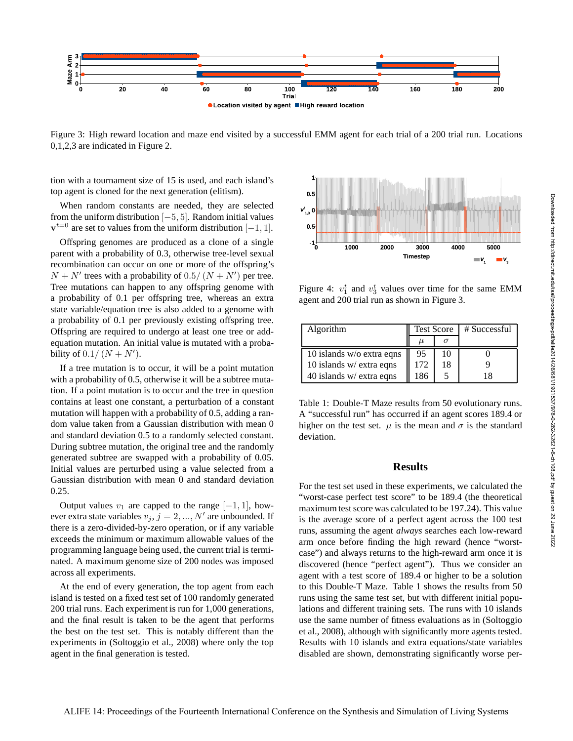Figure 3: High reward location and maze end visited by a successful EMM agent for each trial of a 200 trial run. Locations 0,1,2,3 are indicated in Figure 2.

tion with a tournament size of 15 is used, and each island's top agent is cloned for the next generation (elitism).

When random constants are needed, they are selected from the uniform distribution $[-5, 5]$. Random initial values $\mathbf{v}^{t=0}$ are set to values from the uniform distribution $[-1, 1]$.

Offspring genomes are produced as a clone of a single parent with a probability of 0.3, otherwise tree-level sexual recombination can occur on one or more of the offspring's $N + N'$ trees with a probability of $0.5/(N + N')$ per tree. Tree mutations can happen to any offspring genome with a probability of 0.1 per offspring tree, whereas an extra state variable/equation tree is also added to a genome with a probability of 0.1 per previously existing offspring tree. Offspring are required to undergo at least one tree or add-equation mutation. An initial value is mutated with a probability of $0.1/(N + N')$.

If a tree mutation is to occur, it will be a point mutation with a probability of 0.5, otherwise it will be a subtree mutation. If a point mutation is to occur and the tree in question contains at least one constant, a perturbation of a constant mutation will happen with a probability of 0.5, adding a random value taken from a Gaussian distribution with mean 0 and standard deviation 0.5 to a randomly selected constant. During subtree mutation, the original tree and the randomly generated subtree are swapped with a probability of 0.05. Initial values are perturbed using a value selected from a Gaussian distribution with mean 0 and standard deviation 0.25.

Output values $v_1$ are capped to the range $[-1, 1]$, however extra state variables $v_j$, $j = 2, ..., N'$ are unbounded. If there is a zero-divided-by-zero operation, or if any variable exceeds the minimum or maximum allowable values of the programming language being used, the current trial is terminated. A maximum genome size of 200 nodes was imposed across all experiments.

At the end of every generation, the top agent from each island is tested on a fixed test set of 100 randomly generated 200 trial runs. Each experiment is run for 1,000 generations, and the final result is taken to be the agent that performs the best on the test set. This is notably different than the experiments in (Soltoggio et al., 2008) where only the top agent in the final generation is tested.

Figure 4: $v_1^t$ and $v_3^t$ values over time for the same EMM agent and 200 trial run as shown in Figure 3.

| Algorithm | Test Score | | # Successful |
|---|---|---|---|
| | $\mu$ | $\sigma$ | |
| 10 islands w/o extra eqns | 95 | 10 | 0 |
| 10 islands w/ extra eqns | 172 | 18 | 9 |
| 40 islands w/ extra eqns | 186 | 5 | 18 |

Table 1: Double-T Maze results from 50 evolutionary runs. A "successful run" has occurred if an agent scores 189.4 or higher on the test set. $\mu$ is the mean and $\sigma$ is the standard deviation.

## Results

For the test set used in these experiments, we calculated the "worst-case perfect test score" to be 189.4 (the theoretical maximum test score was calculated to be 197.24). This value is the average score of a perfect agent across the 100 test runs, assuming the agent *always* searches each low-reward arm once before finding the high reward (hence "worst-case") and always returns to the high-reward arm once it is discovered (hence "perfect agent"). Thus we consider an agent with a test score of 189.4 or higher to be a solution to this Double-T Maze. Table 1 shows the results from 50 runs using the same test set, but with different initial populations and different training sets. The runs with 10 islands use the same number of fitness evaluations as in (Soltoggio et al., 2008), although with significantly more agents tested. Results with 10 islands and extra equations/state variables disabled are shown, demonstrating significantly worse per-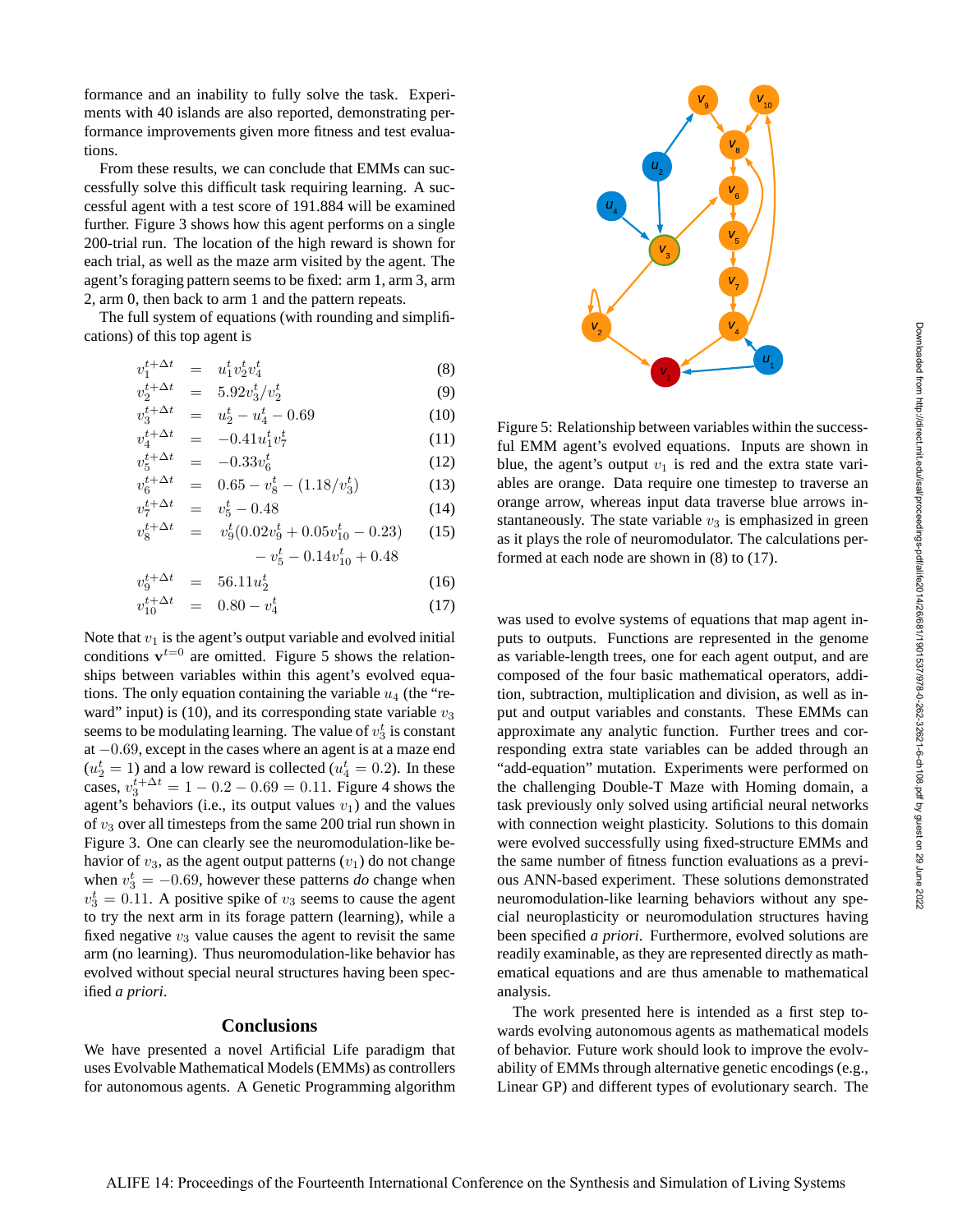formance and an inability to fully solve the task. Experiments with 40 islands are also reported, demonstrating performance improvements given more fitness and test evaluations.

From these results, we can conclude that EMMs can successfully solve this difficult task requiring learning. A successful agent with a test score of 191.884 will be examined further. Figure 3 shows how this agent performs on a single 200-trial run. The location of the high reward is shown for each trial, as well as the maze arm visited by the agent. The agent's foraging pattern seems to be fixed: arm 1, arm 3, arm 2, arm 0, then back to arm 1 and the pattern repeats.

The full system of equations (with rounding and simplifications) of this top agent is

$$v_1^{t+\Delta t} = u_1^t v_2^t v_4^t \quad (8)$$

$$v_2^{t+\Delta t} = 5.92 v_3^t / v_2^t \quad (9)$$

$$v_3^{t+\Delta t} = u_2^t - u_4^t - 0.69 \quad (10)$$

$$v_4^{t+\Delta t} = -0.41 u_1^t v_7^t \quad (11)$$

$$v_5^{t+\Delta t} = -0.33 v_6^t \quad (12)$$

$$v_6^{t+\Delta t} = 0.65 - v_8^t - (1.18/v_3^t) \quad (13)$$

$$v_7^{t+\Delta t} = v_5^t - 0.48 \quad (14)$$

$$v_8^{t+\Delta t} = v_9^t(0.02 v_9^t + 0.05 v_{10}^t - 0.23) - v_5^t - 0.14 v_{10}^t + 0.48 \quad (15)$$

$$v_9^{t+\Delta t} = 56.11 u_2^t \quad (16)$$

$$v_{10}^{t+\Delta t} = 0.80 - v_4^t \quad (17)$$

Note that $v_1$ is the agent's output variable and evolved initial conditions $\mathbf{v}^{t=0}$ are omitted. Figure 5 shows the relationships between variables within this agent's evolved equations. The only equation containing the variable $u_4$ (the "reward" input) is (10), and its corresponding state variable $v_3$ seems to be modulating learning. The value of $v_3^t$ is constant at $-0.69$, except in the cases where an agent is at a maze end ($u_2^t = 1$) and a low reward is collected ($u_4^t = 0.2$). In these cases, $v_3^{t+\Delta t} = 1 - 0.2 - 0.69 = 0.11$. Figure 4 shows the agent's behaviors (i.e., its output values $v_1$) and the values of $v_3$ over all timesteps from the same 200 trial run shown in Figure 3. One can clearly see the neuromodulation-like behavior of $v_3$, as the agent output patterns ($v_1$) do not change when $v_3^t = -0.69$, however these patterns *do* change when $v_3^t = 0.11$. A positive spike of $v_3$ seems to cause the agent to try the next arm in its forage pattern (learning), while a fixed negative $v_3$ value causes the agent to revisit the same arm (no learning). Thus neuromodulation-like behavior has evolved without special neural structures having been specified *a priori*.

Figure 5: Relationship between variables within the successful EMM agent's evolved equations. Inputs are shown in blue, the agent's output $v_1$ is red and the extra state variables are orange. Data require one timestep to traverse an orange arrow, whereas input data traverse blue arrows instantaneously. The state variable $v_3$ is emphasized in green as it plays the role of neuromodulator. The calculations performed at each node are shown in (8) to (17).

## Conclusions

We have presented a novel Artificial Life paradigm that uses Evolvable Mathematical Models (EMMs) as controllers for autonomous agents. A Genetic Programming algorithm was used to evolve systems of equations that map agent inputs to outputs. Functions are represented in the genome as variable-length trees, one for each agent output, and are composed of the four basic mathematical operators, addition, subtraction, multiplication and division, as well as input and output variables and constants. These EMMs can approximate any analytic function. Further trees and corresponding extra state variables can be added through an "add-equation" mutation. Experiments were performed on the challenging Double-T Maze with Homing domain, a task previously only solved using artificial neural networks with connection weight plasticity. Solutions to this domain were evolved successfully using fixed-structure EMMs and the same number of fitness function evaluations as a previous ANN-based experiment. These solutions demonstrated neuromodulation-like learning behaviors without any special neuroplasticity or neuromodulation structures having been specified *a priori*. Furthermore, evolved solutions are readily examinable, as they are represented directly as mathematical equations and are thus amenable to mathematical analysis.

The work presented here is intended as a first step towards evolving autonomous agents as mathematical models of behavior. Future work should look to improve the evolvability of EMMs through alternative genetic encodings (e.g., Linear GP) and different types of evolutionary search. The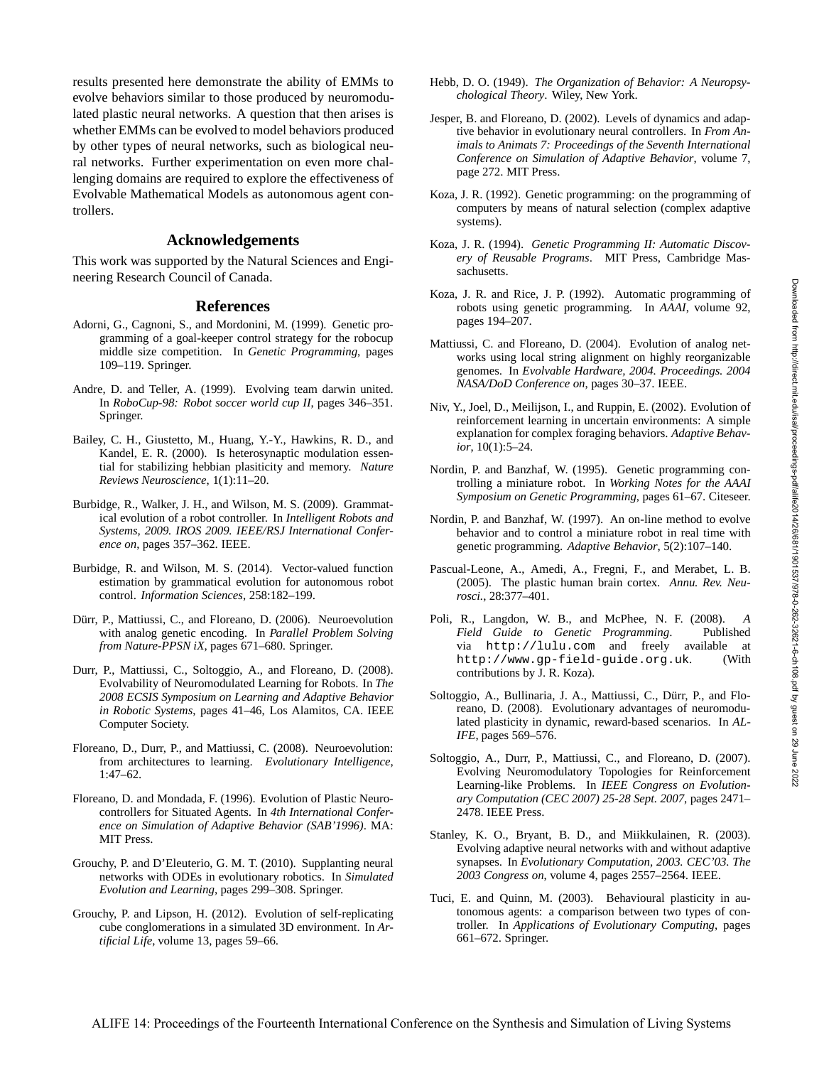results presented here demonstrate the ability of EMMs to evolve behaviors similar to those produced by neuromodulated plastic neural networks. A question that then arises is whether EMMs can be evolved to model behaviors produced by other types of neural networks, such as biological neural networks. Further experimentation on even more challenging domains are required to explore the effectiveness of Evolvable Mathematical Models as autonomous agent controllers.

## Acknowledgements

This work was supported by the Natural Sciences and Engineering Research Council of Canada.

## References

Adorni, G., Cagnoni, S., and Mordonini, M. (1999). Genetic programming of a goal-keeper control strategy for the robocup middle size competition. In *Genetic Programming*, pages 109–119. Springer.

Andre, D. and Teller, A. (1999). Evolving team darwin united. In *RoboCup-98: Robot soccer world cup II*, pages 346–351. Springer.

Bailey, C. H., Giustetto, M., Huang, Y.-Y., Hawkins, R. D., and Kandel, E. R. (2000). Is heterosynaptic modulation essential for stabilizing hebbian plasiticity and memory. *Nature Reviews Neuroscience*, 1(1):11–20.

Burbidge, R., Walker, J. H., and Wilson, M. S. (2009). Grammatical evolution of a robot controller. In *Intelligent Robots and Systems, 2009. IROS 2009. IEEE/RSJ International Conference on*, pages 357–362. IEEE.

Burbidge, R. and Wilson, M. S. (2014). Vector-valued function estimation by grammatical evolution for autonomous robot control. *Information Sciences*, 258:182–199.

Dürr, P., Mattiussi, C., and Floreano, D. (2006). Neuroevolution with analog genetic encoding. In *Parallel Problem Solving from Nature-PPSN iX*, pages 671–680. Springer.

Durr, P., Mattiussi, C., Soltoggio, A., and Floreano, D. (2008). Evolvability of Neuromodulated Learning for Robots. In *The 2008 ECSIS Symposium on Learning and Adaptive Behavior in Robotic Systems*, pages 41–46, Los Alamitos, CA. IEEE Computer Society.

Floreano, D., Durr, P., and Mattiussi, C. (2008). Neuroevolution: from architectures to learning. *Evolutionary Intelligence*, 1:47–62.

Floreano, D. and Mondada, F. (1996). Evolution of Plastic Neurocontrollers for Situated Agents. In *4th International Conference on Simulation of Adaptive Behavior (SAB'1996)*. MA: MIT Press.

Grouchy, P. and D'Eleuterio, G. M. T. (2010). Supplanting neural networks with ODEs in evolutionary robotics. In *Simulated Evolution and Learning*, pages 299–308. Springer.

Grouchy, P. and Lipson, H. (2012). Evolution of self-replicating cube conglomerations in a simulated 3D environment. In *Artificial Life*, volume 13, pages 59–66.

Hebb, D. O. (1949). *The Organization of Behavior: A Neuropsychological Theory*. Wiley, New York.

Jesper, B. and Floreano, D. (2002). Levels of dynamics and adaptive behavior in evolutionary neural controllers. In *From Animals to Animats 7: Proceedings of the Seventh International Conference on Simulation of Adaptive Behavior*, volume 7, page 272. MIT Press.

Koza, J. R. (1992). Genetic programming: on the programming of computers by means of natural selection (complex adaptive systems).

Koza, J. R. (1994). *Genetic Programming II: Automatic Discovery of Reusable Programs*. MIT Press, Cambridge Massachusetts.

Koza, J. R. and Rice, J. P. (1992). Automatic programming of robots using genetic programming. In *AAAI*, volume 92, pages 194–207.

Mattiussi, C. and Floreano, D. (2004). Evolution of analog networks using local string alignment on highly reorganizable genomes. In *Evolvable Hardware, 2004. Proceedings. 2004 NASA/DoD Conference on*, pages 30–37. IEEE.

Niv, Y., Joel, D., Meilijson, I., and Ruppin, E. (2002). Evolution of reinforcement learning in uncertain environments: A simple explanation for complex foraging behaviors. *Adaptive Behavior*, 10(1):5–24.

Nordin, P. and Banzhaf, W. (1995). Genetic programming controlling a miniature robot. In *Working Notes for the AAAI Symposium on Genetic Programming*, pages 61–67. Citeseer.

Nordin, P. and Banzhaf, W. (1997). An on-line method to evolve behavior and to control a miniature robot in real time with genetic programming. *Adaptive Behavior*, 5(2):107–140.

Pascual-Leone, A., Amedi, A., Fregni, F., and Merabet, L. B. (2005). The plastic human brain cortex. *Annu. Rev. Neurosci.*, 28:377–401.

Poli, R., Langdon, W. B., and McPhee, N. F. (2008). *A Field Guide to Genetic Programming*. Published via `http://lulu.com` and freely available at `http://www.gp-field-guide.org.uk`. (With contributions by J. R. Koza).

Soltoggio, A., Bullinaria, J. A., Mattiussi, C., Dürr, P., and Floreano, D. (2008). Evolutionary advantages of neuromodulated plasticity in dynamic, reward-based scenarios. In *ALIFE*, pages 569–576.

Soltoggio, A., Durr, P., Mattiussi, C., and Floreano, D. (2007). Evolving Neuromodulatory Topologies for Reinforcement Learning-like Problems. In *IEEE Congress on Evolutionary Computation (CEC 2007) 25-28 Sept. 2007*, pages 2471–2478. IEEE Press.

Stanley, K. O., Bryant, B. D., and Miikkulainen, R. (2003). Evolving adaptive neural networks with and without adaptive synapses. In *Evolutionary Computation, 2003. CEC'03. The 2003 Congress on*, volume 4, pages 2557–2564. IEEE.

Tuci, E. and Quinn, M. (2003). Behavioural plasticity in autonomous agents: a comparison between two types of controller. In *Applications of Evolutionary Computing*, pages 661–672. Springer.